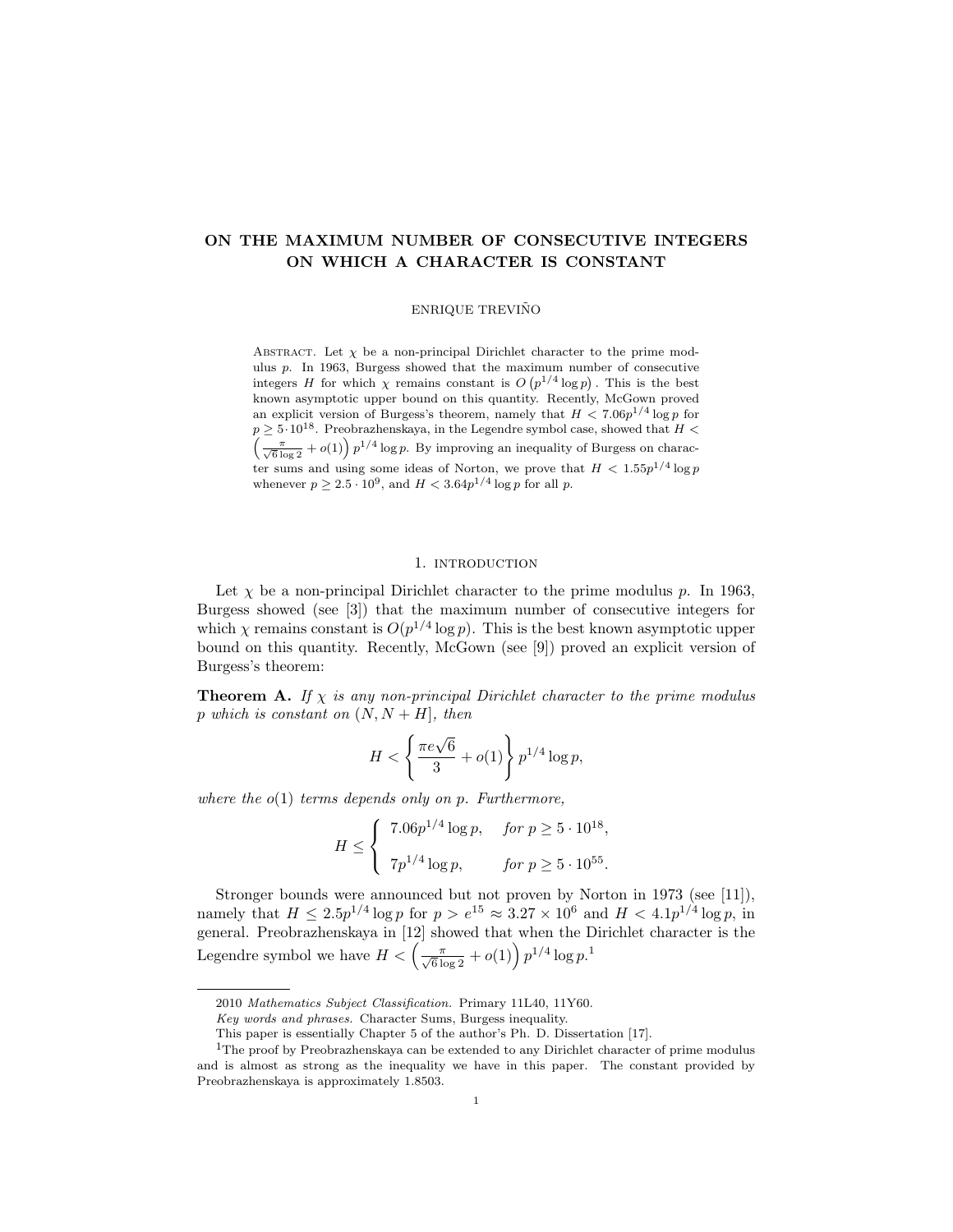# ON THE MAXIMUM NUMBER OF CONSECUTIVE INTEGERS ON WHICH A CHARACTER IS CONSTANT

ENRIQUE TREVIÑO

ABSTRACT. Let $\chi$ be a non-principal Dirichlet character to the prime modulus $p$. In 1963, Burgess showed that the maximum number of consecutive integers $H$ for which $\chi$ remains constant is $O\left(p^{1/4}\log p\right)$. This is the best known asymptotic upper bound on this quantity. Recently, McGown proved an explicit version of Burgess's theorem, namely that $H < 7.06p^{1/4}\log p$ for $p \geq 5\cdot 10^{18}$. Preobrazhenskaya, in the Legendre symbol case, showed that $H < \left(\frac{\pi}{\sqrt{6}\log 2} + o(1)\right)p^{1/4}\log p$. By improving an inequality of Burgess on character sums and using some ideas of Norton, we prove that $H < 1.55p^{1/4}\log p$ whenever $p \geq 2.5\cdot 10^9$, and $H < 3.64p^{1/4}\log p$ for all $p$.

## 1. INTRODUCTION

Let $\chi$ be a non-principal Dirichlet character to the prime modulus $p$. In 1963, Burgess showed (see [3]) that the maximum number of consecutive integers for which $\chi$ remains constant is $O(p^{1/4}\log p)$. This is the best known asymptotic upper bound on this quantity. Recently, McGown (see [9]) proved an explicit version of Burgess's theorem:

**Theorem A.** *If $\chi$ is any non-principal Dirichlet character to the prime modulus $p$ which is constant on $(N, N+H]$, then*

$$H < \left\{\frac{\pi e\sqrt{6}}{3} + o(1)\right\} p^{1/4}\log p,$$

*where the $o(1)$ terms depends only on $p$. Furthermore,*

$$H \leq \begin{cases} 7.06p^{1/4}\log p, & \text{for } p \geq 5\cdot 10^{18}, \\ 7p^{1/4}\log p, & \text{for } p \geq 5\cdot 10^{55}. \end{cases}$$

Stronger bounds were announced but not proven by Norton in 1973 (see [11]), namely that $H \leq 2.5p^{1/4}\log p$ for $p > e^{15} \approx 3.27\times 10^6$ and $H < 4.1p^{1/4}\log p$, in general. Preobrazhenskaya in [12] showed that when the Dirichlet character is the Legendre symbol we have $H < \left(\frac{\pi}{\sqrt{6}\log 2} + o(1)\right)p^{1/4}\log p$.[1]

---

2010 *Mathematics Subject Classification.* Primary 11L40, 11Y60.

*Key words and phrases.* Character Sums, Burgess inequality.

This paper is essentially Chapter 5 of the author's Ph. D. Dissertation [17].

[1]The proof by Preobrazhenskaya can be extended to any Dirichlet character of prime modulus and is almost as strong as the inequality we have in this paper. The constant provided by Preobrazhenskaya is approximately 1.8503.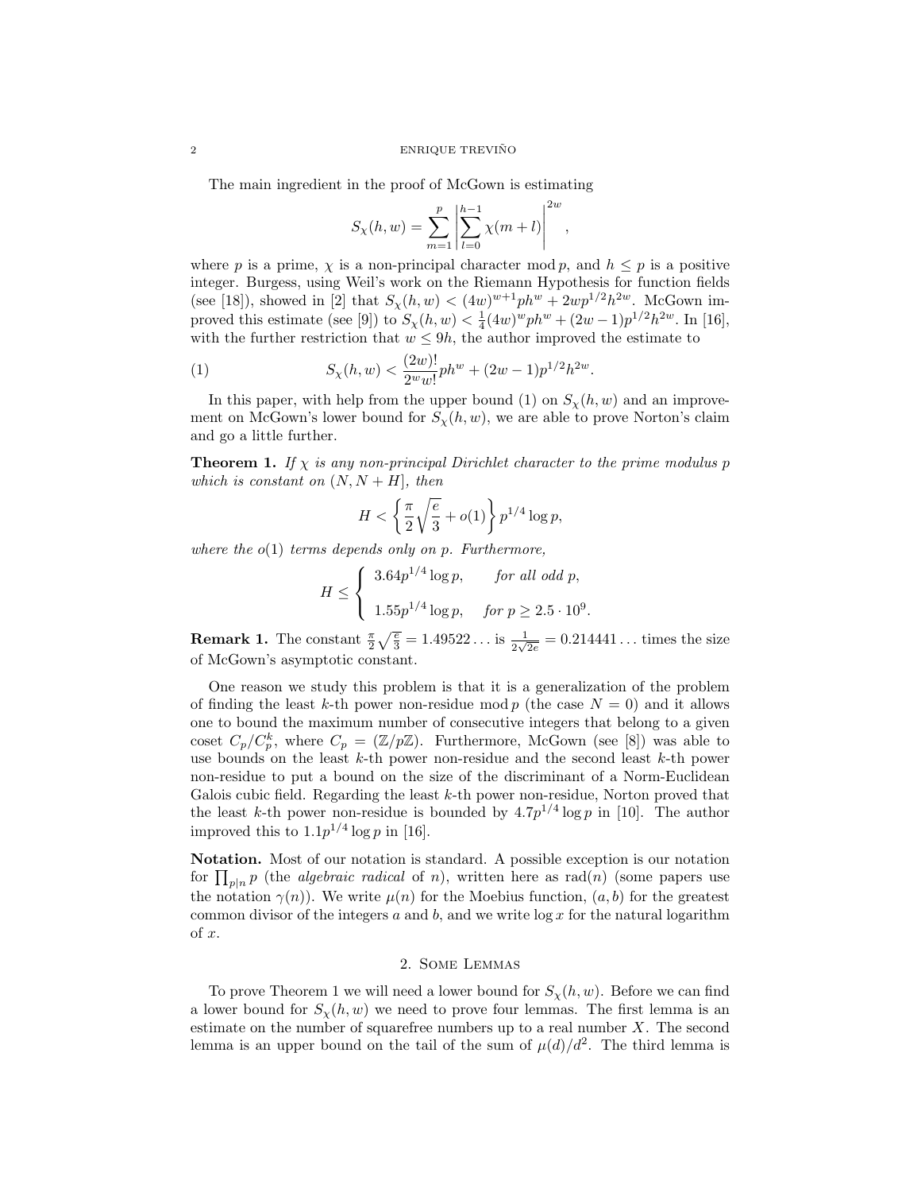The main ingredient in the proof of McGown is estimating

$$S_\chi(h,w) = \sum_{m=1}^{p} \left| \sum_{l=0}^{h-1} \chi(m+l) \right|^{2w},$$

where $p$ is a prime, $\chi$ is a non-principal character mod $p$, and $h \leq p$ is a positive integer. Burgess, using Weil's work on the Riemann Hypothesis for function fields (see [18]), showed in [2] that $S_\chi(h,w) < (4w)^{w+1} p h^w + 2wp^{1/2}h^{2w}$. McGown improved this estimate (see [9]) to $S_\chi(h,w) < \frac{1}{4}(4w)^w p h^w + (2w-1)p^{1/2}h^{2w}$. In [16], with the further restriction that $w \leq 9h$, the author improved the estimate to

$$S_\chi(h,w) < \frac{(2w)!}{2^w w!} p h^w + (2w-1)p^{1/2}h^{2w}. \tag{1}$$

In this paper, with help from the upper bound (1) on $S_\chi(h,w)$ and an improvement on McGown's lower bound for $S_\chi(h,w)$, we are able to prove Norton's claim and go a little further.

**Theorem 1.** *If $\chi$ is any non-principal Dirichlet character to the prime modulus $p$ which is constant on $(N, N+H]$, then*

$$H < \left\{ \frac{\pi}{2}\sqrt{\frac{e}{3}} + o(1) \right\} p^{1/4} \log p,$$

*where the $o(1)$ terms depends only on $p$. Furthermore,*

$$H \leq \begin{cases} 3.64 p^{1/4} \log p, & \text{for all odd } p, \\ 1.55 p^{1/4} \log p, & \text{for } p \geq 2.5 \cdot 10^9. \end{cases}$$

**Remark 1.** The constant $\frac{\pi}{2}\sqrt{\frac{e}{3}} = 1.49522\ldots$ is $\frac{1}{2\sqrt{2e}} = 0.214441\ldots$ times the size of McGown's asymptotic constant.

One reason we study this problem is that it is a generalization of the problem of finding the least $k$-th power non-residue mod $p$ (the case $N = 0$) and it allows one to bound the maximum number of consecutive integers that belong to a given coset $C_p/C_p^k$, where $C_p = (\mathbb{Z}/p\mathbb{Z})$. Furthermore, McGown (see [8]) was able to use bounds on the least $k$-th power non-residue and the second least $k$-th power non-residue to put a bound on the size of the discriminant of a Norm-Euclidean Galois cubic field. Regarding the least $k$-th power non-residue, Norton proved that the least $k$-th power non-residue is bounded by $4.7p^{1/4}\log p$ in [10]. The author improved this to $1.1p^{1/4}\log p$ in [16].

**Notation.** Most of our notation is standard. A possible exception is our notation for $\prod_{p|n} p$ (the *algebraic radical* of $n$), written here as $\mathrm{rad}(n)$ (some papers use the notation $\gamma(n)$). We write $\mu(n)$ for the Moebius function, $(a,b)$ for the greatest common divisor of the integers $a$ and $b$, and we write $\log x$ for the natural logarithm of $x$.

## 2. Some Lemmas

To prove Theorem 1 we will need a lower bound for $S_\chi(h,w)$. Before we can find a lower bound for $S_\chi(h,w)$ we need to prove four lemmas. The first lemma is an estimate on the number of squarefree numbers up to a real number $X$. The second lemma is an upper bound on the tail of the sum of $\mu(d)/d^2$. The third lemma is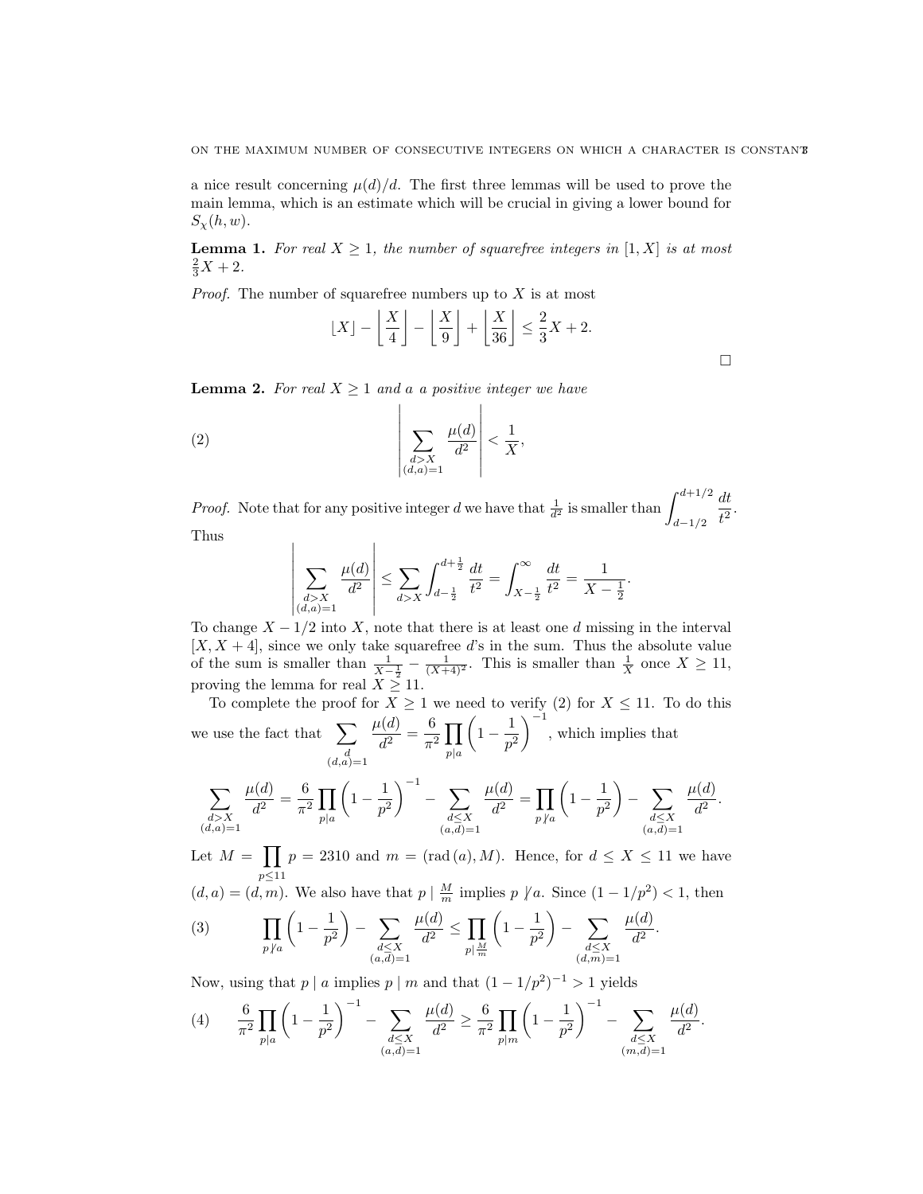a nice result concerning $\mu(d)/d$. The first three lemmas will be used to prove the main lemma, which is an estimate which will be crucial in giving a lower bound for $S_\chi(h,w)$.

**Lemma 1.** *For real $X \geq 1$, the number of squarefree integers in $[1, X]$ is at most $\frac{2}{3}X + 2$.*

*Proof.* The number of squarefree numbers up to $X$ is at most

$$\lfloor X \rfloor - \left\lfloor \frac{X}{4} \right\rfloor - \left\lfloor \frac{X}{9} \right\rfloor + \left\lfloor \frac{X}{36} \right\rfloor \leq \frac{2}{3}X + 2.$$

□

**Lemma 2.** *For real $X \geq 1$ and $a$ a positive integer we have*

$$\left| \sum_{\substack{d > X \\ (d,a)=1}} \frac{\mu(d)}{d^2} \right| < \frac{1}{X}, \tag{2}$$

*Proof.* Note that for any positive integer $d$ we have that $\frac{1}{d^2}$ is smaller than $\displaystyle\int_{d-1/2}^{d+1/2} \frac{dt}{t^2}$. Thus

$$\left| \sum_{\substack{d > X \\ (d,a)=1}} \frac{\mu(d)}{d^2} \right| \leq \sum_{d > X} \int_{d-\frac{1}{2}}^{d+\frac{1}{2}} \frac{dt}{t^2} = \int_{X-\frac{1}{2}}^{\infty} \frac{dt}{t^2} = \frac{1}{X - \frac{1}{2}}.$$

To change $X - 1/2$ into $X$, note that there is at least one $d$ missing in the interval $[X, X+4]$, since we only take squarefree $d$'s in the sum. Thus the absolute value of the sum is smaller than $\frac{1}{X-\frac{1}{2}} - \frac{1}{(X+4)^2}$. This is smaller than $\frac{1}{X}$ once $X \geq 11$, proving the lemma for real $X \geq 11$.

To complete the proof for $X \geq 1$ we need to verify (2) for $X \leq 11$. To do this we use the fact that $\displaystyle\sum_{\substack{d \\ (d,a)=1}} \frac{\mu(d)}{d^2} = \frac{6}{\pi^2} \prod_{p \mid a} \left(1 - \frac{1}{p^2}\right)^{-1}$, which implies that

$$\sum_{\substack{d > X \\ (d,a)=1}} \frac{\mu(d)}{d^2} = \frac{6}{\pi^2} \prod_{p \mid a} \left(1 - \frac{1}{p^2}\right)^{-1} - \sum_{\substack{d \leq X \\ (a,d)=1}} \frac{\mu(d)}{d^2} = \prod_{p \nmid a} \left(1 - \frac{1}{p^2}\right) - \sum_{\substack{d \leq X \\ (a,d)=1}} \frac{\mu(d)}{d^2}.$$

Let $M = \displaystyle\prod_{p \leq 11} p = 2310$ and $m = (\operatorname{rad}(a), M)$. Hence, for $d \leq X \leq 11$ we have $(d,a) = (d,m)$. We also have that $p \mid \frac{M}{m}$ implies $p \nmid a$. Since $(1 - 1/p^2) < 1$, then

$$\prod_{p \nmid a} \left(1 - \frac{1}{p^2}\right) - \sum_{\substack{d \leq X \\ (a,d)=1}} \frac{\mu(d)}{d^2} \leq \prod_{p \mid \frac{M}{m}} \left(1 - \frac{1}{p^2}\right) - \sum_{\substack{d \leq X \\ (d,m)=1}} \frac{\mu(d)}{d^2}. \tag{3}$$

Now, using that $p \mid a$ implies $p \mid m$ and that $(1 - 1/p^2)^{-1} > 1$ yields

$$\frac{6}{\pi^2} \prod_{p \mid a} \left(1 - \frac{1}{p^2}\right)^{-1} - \sum_{\substack{d \leq X \\ (a,d)=1}} \frac{\mu(d)}{d^2} \geq \frac{6}{\pi^2} \prod_{p \mid m} \left(1 - \frac{1}{p^2}\right)^{-1} - \sum_{\substack{d \leq X \\ (m,d)=1}} \frac{\mu(d)}{d^2}. \tag{4}$$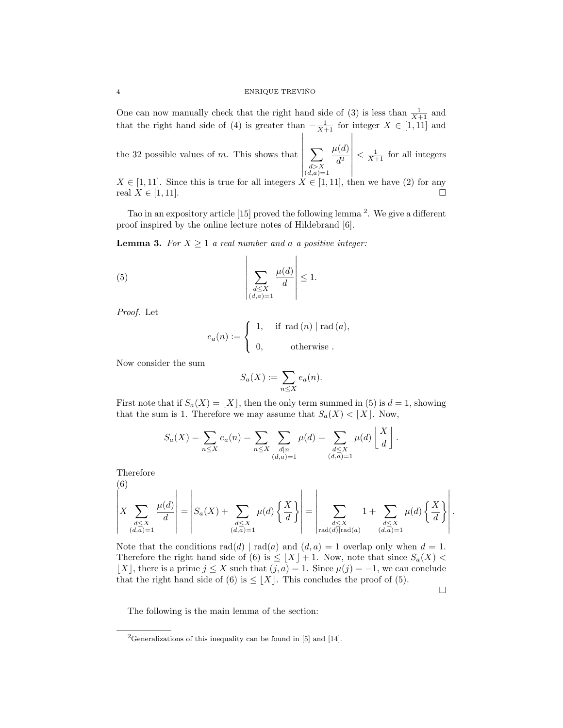One can now manually check that the right hand side of (3) is less than $\frac{1}{X+1}$ and that the right hand side of (4) is greater than $-\frac{1}{X+1}$ for integer $X \in [1, 11]$ and the 32 possible values of $m$. This shows that $\left| \sum_{\substack{d>X \\ (d,a)=1}} \frac{\mu(d)}{d^2} \right| < \frac{1}{X+1}$ for all integers $X \in [1, 11]$. Since this is true for all integers $X \in [1, 11]$, then we have (2) for any real $X \in [1, 11]$. $\square$

Tao in an expository article [15] proved the following lemma [2]. We give a different proof inspired by the online lecture notes of Hildebrand [6].

**Lemma 3.** *For $X \geq 1$ a real number and $a$ a positive integer:*

$$\left| \sum_{\substack{d \leq X \\ (d,a)=1}} \frac{\mu(d)}{d} \right| \leq 1. \tag{5}$$

*Proof.* Let

$$e_a(n) := \begin{cases} 1, & \text{if } \operatorname{rad}(n) \mid \operatorname{rad}(a), \\ 0, & \text{otherwise}. \end{cases}$$

Now consider the sum

$$S_a(X) := \sum_{n \leq X} e_a(n).$$

First note that if $S_a(X) = \lfloor X \rfloor$, then the only term summed in (5) is $d = 1$, showing that the sum is 1. Therefore we may assume that $S_a(X) < \lfloor X \rfloor$. Now,

$$S_a(X) = \sum_{n \leq X} e_a(n) = \sum_{n \leq X} \sum_{\substack{d \mid n \\ (d,a)=1}} \mu(d) = \sum_{\substack{d \leq X \\ (d,a)=1}} \mu(d) \left\lfloor \frac{X}{d} \right\rfloor.$$

Therefore

$$\left| X \sum_{\substack{d \leq X \\ (d,a)=1}} \frac{\mu(d)}{d} \right| = \left| S_a(X) + \sum_{\substack{d \leq X \\ (d,a)=1}} \mu(d) \left\{ \frac{X}{d} \right\} \right| = \left| \sum_{\substack{d \leq X \\ \operatorname{rad}(d) \mid \operatorname{rad}(a)}} 1 + \sum_{\substack{d \leq X \\ (d,a)=1}} \mu(d) \left\{ \frac{X}{d} \right\} \right|. \tag{6}$$

Note that the conditions $\operatorname{rad}(d) \mid \operatorname{rad}(a)$ and $(d, a) = 1$ overlap only when $d = 1$. Therefore the right hand side of (6) is $\leq \lfloor X \rfloor + 1$. Now, note that since $S_a(X) < \lfloor X \rfloor$, there is a prime $j \leq X$ such that $(j, a) = 1$. Since $\mu(j) = -1$, we can conclude that the right hand side of (6) is $\leq \lfloor X \rfloor$. This concludes the proof of (5). $\square$

The following is the main lemma of the section:

---

[2] Generalizations of this inequality can be found in [5] and [14].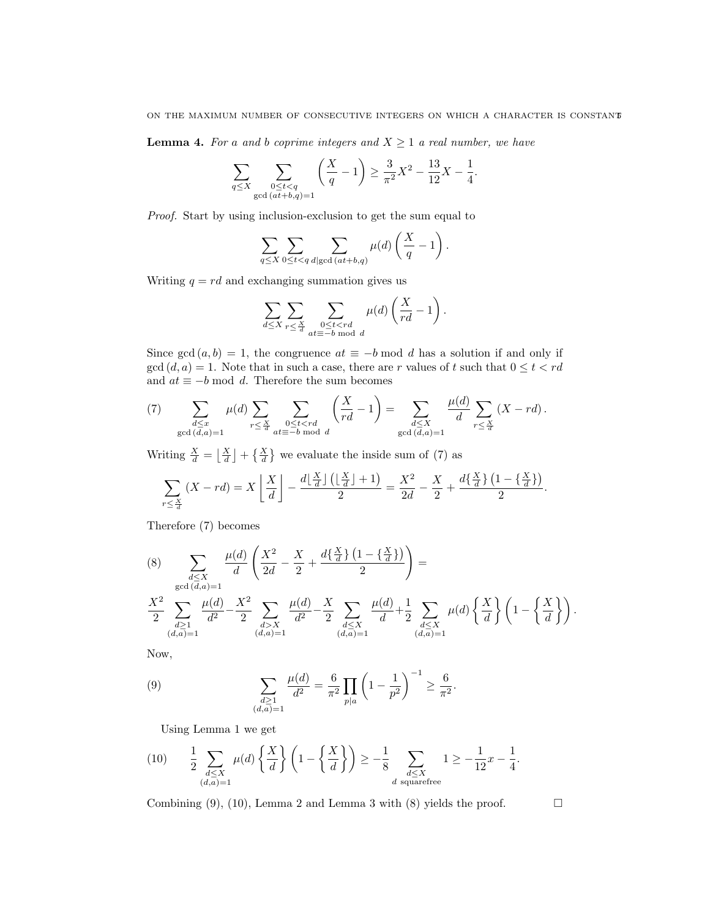**Lemma 4.** *For $a$ and $b$ coprime integers and $X \geq 1$ a real number, we have*

$$\sum_{q \leq X} \sum_{\substack{0 \leq t < q \\ \gcd(at+b,q)=1}} \left( \frac{X}{q} - 1 \right) \geq \frac{3}{\pi^2} X^2 - \frac{13}{12} X - \frac{1}{4}.$$

*Proof.* Start by using inclusion-exclusion to get the sum equal to

$$\sum_{q \leq X} \sum_{0 \leq t < q} \sum_{d | \gcd(at+b,q)} \mu(d) \left( \frac{X}{q} - 1 \right).$$

Writing $q = rd$ and exchanging summation gives us

$$\sum_{d \leq X} \sum_{r \leq \frac{X}{d}} \sum_{\substack{0 \leq t < rd \\ at \equiv -b \bmod d}} \mu(d) \left( \frac{X}{rd} - 1 \right).$$

Since $\gcd(a,b) = 1$, the congruence $at \equiv -b \bmod d$ has a solution if and only if $\gcd(d,a) = 1$. Note that in such a case, there are $r$ values of $t$ such that $0 \leq t < rd$ and $at \equiv -b \bmod d$. Therefore the sum becomes

$$\sum_{\substack{d \leq x \\ \gcd(d,a)=1}} \mu(d) \sum_{r \leq \frac{X}{d}} \sum_{\substack{0 \leq t < rd \\ at \equiv -b \bmod d}} \left( \frac{X}{rd} - 1 \right) = \sum_{\substack{d \leq X \\ \gcd(d,a)=1}} \frac{\mu(d)}{d} \sum_{r \leq \frac{X}{d}} (X - rd). \tag{7}$$

Writing $\frac{X}{d} = \left\lfloor \frac{X}{d} \right\rfloor + \left\{ \frac{X}{d} \right\}$ we evaluate the inside sum of (7) as

$$\sum_{r \leq \frac{X}{d}} (X - rd) = X \left\lfloor \frac{X}{d} \right\rfloor - \frac{d \lfloor \frac{X}{d} \rfloor \left( \lfloor \frac{X}{d} \rfloor + 1 \right)}{2} = \frac{X^2}{2d} - \frac{X}{2} + \frac{d \{ \frac{X}{d} \} \left( 1 - \{ \frac{X}{d} \} \right)}{2}.$$

Therefore (7) becomes

$$\sum_{\substack{d \leq X \\ \gcd(d,a)=1}} \frac{\mu(d)}{d} \left( \frac{X^2}{2d} - \frac{X}{2} + \frac{d \{ \frac{X}{d} \} \left( 1 - \{ \frac{X}{d} \} \right)}{2} \right) = \tag{8}$$

$$\frac{X^2}{2} \sum_{\substack{d \geq 1 \\ (d,a)=1}} \frac{\mu(d)}{d^2} - \frac{X^2}{2} \sum_{\substack{d > X \\ (d,a)=1}} \frac{\mu(d)}{d^2} - \frac{X}{2} \sum_{\substack{d \leq X \\ (d,a)=1}} \frac{\mu(d)}{d} + \frac{1}{2} \sum_{\substack{d \leq X \\ (d,a)=1}} \mu(d) \left\{ \frac{X}{d} \right\} \left( 1 - \left\{ \frac{X}{d} \right\} \right).$$

Now,

$$\sum_{\substack{d \geq 1 \\ (d,a)=1}} \frac{\mu(d)}{d^2} = \frac{6}{\pi^2} \prod_{p | a} \left( 1 - \frac{1}{p^2} \right)^{-1} \geq \frac{6}{\pi^2}. \tag{9}$$

Using Lemma 1 we get

$$\frac{1}{2} \sum_{\substack{d \leq X \\ (d,a)=1}} \mu(d) \left\{ \frac{X}{d} \right\} \left( 1 - \left\{ \frac{X}{d} \right\} \right) \geq -\frac{1}{8} \sum_{\substack{d \leq X \\ d \text{ squarefree}}} 1 \geq -\frac{1}{12} x - \frac{1}{4}. \tag{10}$$

Combining (9), (10), Lemma 2 and Lemma 3 with (8) yields the proof. $\square$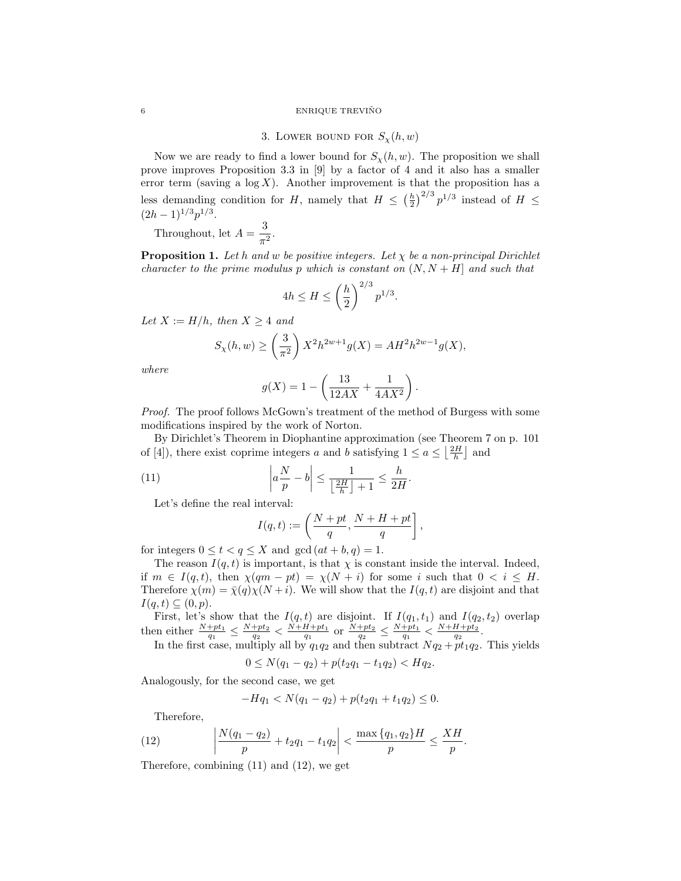## 3. Lower bound for $S_\chi(h,w)$

Now we are ready to find a lower bound for $S_\chi(h,w)$. The proposition we shall prove improves Proposition 3.3 in [9] by a factor of 4 and it also has a smaller error term (saving a $\log X$). Another improvement is that the proposition has a less demanding condition for $H$, namely that $H \leq \left(\frac{h}{2}\right)^{2/3} p^{1/3}$ instead of $H \leq (2h-1)^{1/3}p^{1/3}$.

Throughout, let $A = \dfrac{3}{\pi^2}$.

**Proposition 1.** *Let $h$ and $w$ be positive integers. Let $\chi$ be a non-principal Dirichlet character to the prime modulus $p$ which is constant on $(N, N+H]$ and such that*

$$4h \leq H \leq \left(\frac{h}{2}\right)^{2/3} p^{1/3}.$$

*Let $X := H/h$, then $X \geq 4$ and*

$$S_\chi(h,w) \geq \left(\frac{3}{\pi^2}\right) X^2 h^{2w+1} g(X) = AH^2 h^{2w-1} g(X),$$

*where*

$$g(X) = 1 - \left(\frac{13}{12AX} + \frac{1}{4AX^2}\right).$$

*Proof.* The proof follows McGown's treatment of the method of Burgess with some modifications inspired by the work of Norton.

By Dirichlet's Theorem in Diophantine approximation (see Theorem 7 on p. 101 of [4]), there exist coprime integers $a$ and $b$ satisfying $1 \leq a \leq \left\lfloor \frac{2H}{h} \right\rfloor$ and

$$\left| a\frac{N}{p} - b \right| \leq \frac{1}{\left\lfloor \frac{2H}{h} \right\rfloor + 1} \leq \frac{h}{2H}. \tag{11}$$

Let's define the real interval:

$$I(q,t) := \left( \frac{N+pt}{q}, \frac{N+H+pt}{q} \right],$$

for integers $0 \leq t < q \leq X$ and $\gcd(at+b, q) = 1$.

The reason $I(q,t)$ is important, is that $\chi$ is constant inside the interval. Indeed, if $m \in I(q,t)$, then $\chi(qm - pt) = \chi(N+i)$ for some $i$ such that $0 < i \leq H$. Therefore $\chi(m) = \bar{\chi}(q)\chi(N+i)$. We will show that the $I(q,t)$ are disjoint and that $I(q,t) \subseteq (0,p)$.

First, let's show that the $I(q,t)$ are disjoint. If $I(q_1,t_1)$ and $I(q_2,t_2)$ overlap then either $\frac{N+pt_1}{q_1} \leq \frac{N+pt_2}{q_2} < \frac{N+H+pt_1}{q_1}$ or $\frac{N+pt_2}{q_2} \leq \frac{N+pt_1}{q_1} < \frac{N+H+pt_2}{q_2}$.

In the first case, multiply all by $q_1 q_2$ and then subtract $Nq_2 + pt_1 q_2$. This yields

$$0 \leq N(q_1 - q_2) + p(t_2 q_1 - t_1 q_2) < Hq_2.$$

Analogously, for the second case, we get

$$-Hq_1 < N(q_1 - q_2) + p(t_2 q_1 + t_1 q_2) \leq 0.$$

Therefore,

$$\left| \frac{N(q_1 - q_2)}{p} + t_2 q_1 - t_1 q_2 \right| < \frac{\max\{q_1, q_2\} H}{p} \leq \frac{XH}{p}. \tag{12}$$

Therefore, combining (11) and (12), we get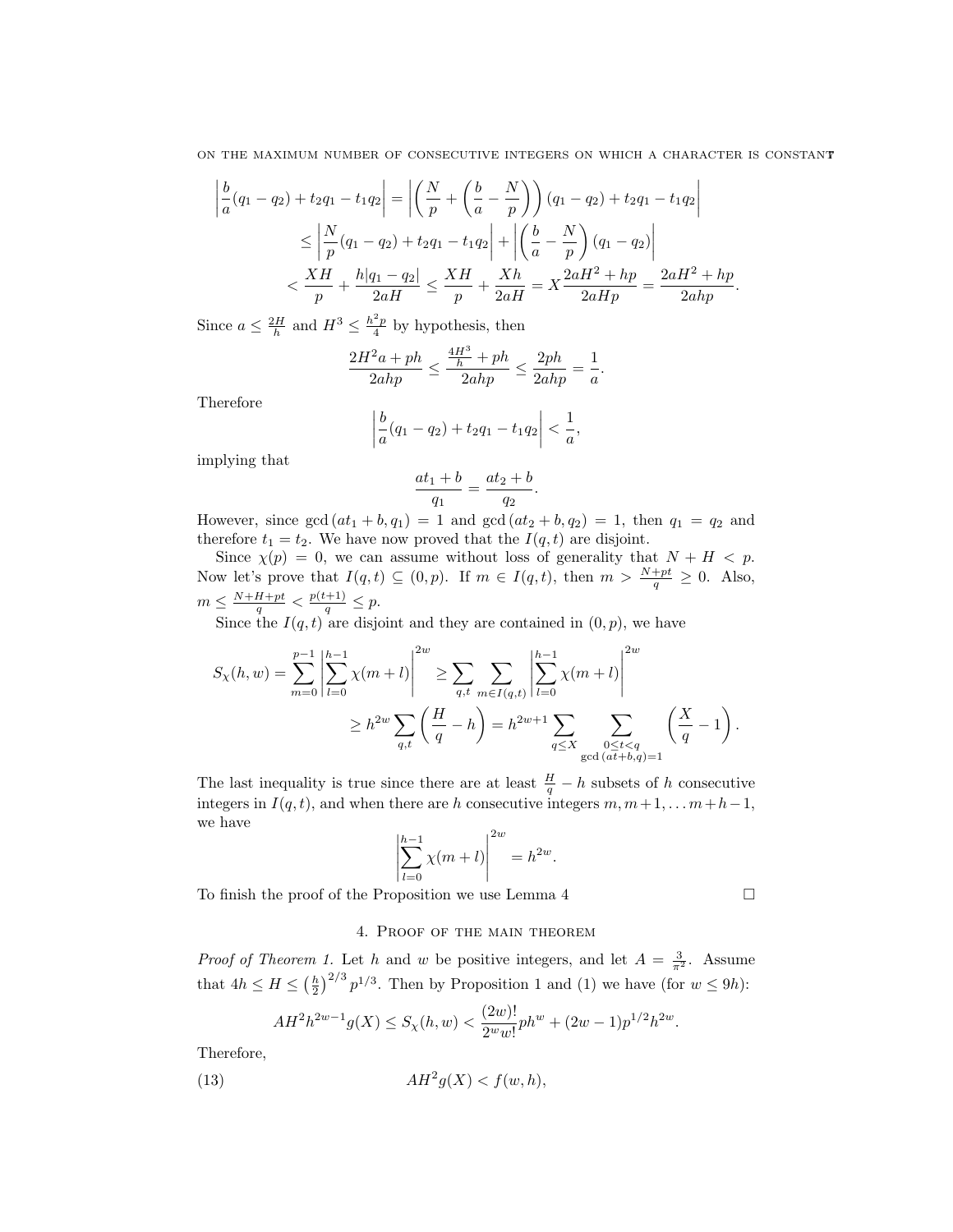$$\begin{aligned}
\left|\frac{b}{a}(q_1-q_2)+t_2q_1-t_1q_2\right| &= \left|\left(\frac{N}{p}+\left(\frac{b}{a}-\frac{N}{p}\right)\right)(q_1-q_2)+t_2q_1-t_1q_2\right| \\
&\leq \left|\frac{N}{p}(q_1-q_2)+t_2q_1-t_1q_2\right| + \left|\left(\frac{b}{a}-\frac{N}{p}\right)(q_1-q_2)\right| \\
&< \frac{XH}{p}+\frac{h|q_1-q_2|}{2aH} \leq \frac{XH}{p}+\frac{Xh}{2aH} = X\frac{2aH^2+hp}{2aHp} = \frac{2aH^2+hp}{2ahp}.
\end{aligned}$$

Since $a \leq \frac{2H}{h}$ and $H^3 \leq \frac{h^2p}{4}$ by hypothesis, then

$$\frac{2H^2a+ph}{2ahp} \leq \frac{\frac{4H^3}{h}+ph}{2ahp} \leq \frac{2ph}{2ahp} = \frac{1}{a}.$$

Therefore

$$\left|\frac{b}{a}(q_1-q_2)+t_2q_1-t_1q_2\right| < \frac{1}{a},$$

implying that

$$\frac{at_1+b}{q_1} = \frac{at_2+b}{q_2}.$$

However, since $\gcd(at_1+b,q_1)=1$ and $\gcd(at_2+b,q_2)=1$, then $q_1=q_2$ and therefore $t_1=t_2$. We have now proved that the $I(q,t)$ are disjoint.

Since $\chi(p)=0$, we can assume without loss of generality that $N+H<p$. Now let's prove that $I(q,t) \subseteq (0,p)$. If $m \in I(q,t)$, then $m > \frac{N+pt}{q} \geq 0$. Also, $m \leq \frac{N+H+pt}{q} < \frac{p(t+1)}{q} \leq p$.

Since the $I(q,t)$ are disjoint and they are contained in $(0,p)$, we have

$$\begin{aligned}
S_\chi(h,w) = \sum_{m=0}^{p-1}\left|\sum_{l=0}^{h-1}\chi(m+l)\right|^{2w} &\geq \sum_{q,t}\sum_{m\in I(q,t)}\left|\sum_{l=0}^{h-1}\chi(m+l)\right|^{2w} \\
&\geq h^{2w}\sum_{q,t}\left(\frac{H}{q}-h\right) = h^{2w+1}\sum_{q\leq X}\sum_{\substack{0\leq t<q\\ \gcd(at+b,q)=1}}\left(\frac{X}{q}-1\right).
\end{aligned}$$

The last inequality is true since there are at least $\frac{H}{q}-h$ subsets of $h$ consecutive integers in $I(q,t)$, and when there are $h$ consecutive integers $m, m+1, \ldots m+h-1$, we have

$$\left|\sum_{l=0}^{h-1}\chi(m+l)\right|^{2w} = h^{2w}.$$

To finish the proof of the Proposition we use Lemma 4 $\square$

## 4. Proof of the main theorem

*Proof of Theorem 1.* Let $h$ and $w$ be positive integers, and let $A=\frac{3}{\pi^2}$. Assume that $4h \leq H \leq \left(\frac{h}{2}\right)^{2/3}p^{1/3}$. Then by Proposition 1 and (1) we have (for $w \leq 9h$):

$$AH^2h^{2w-1}g(X) \leq S_\chi(h,w) < \frac{(2w)!}{2^w w!}ph^w + (2w-1)p^{1/2}h^{2w}.$$

Therefore,

$$AH^2g(X) < f(w,h), \tag{13}$$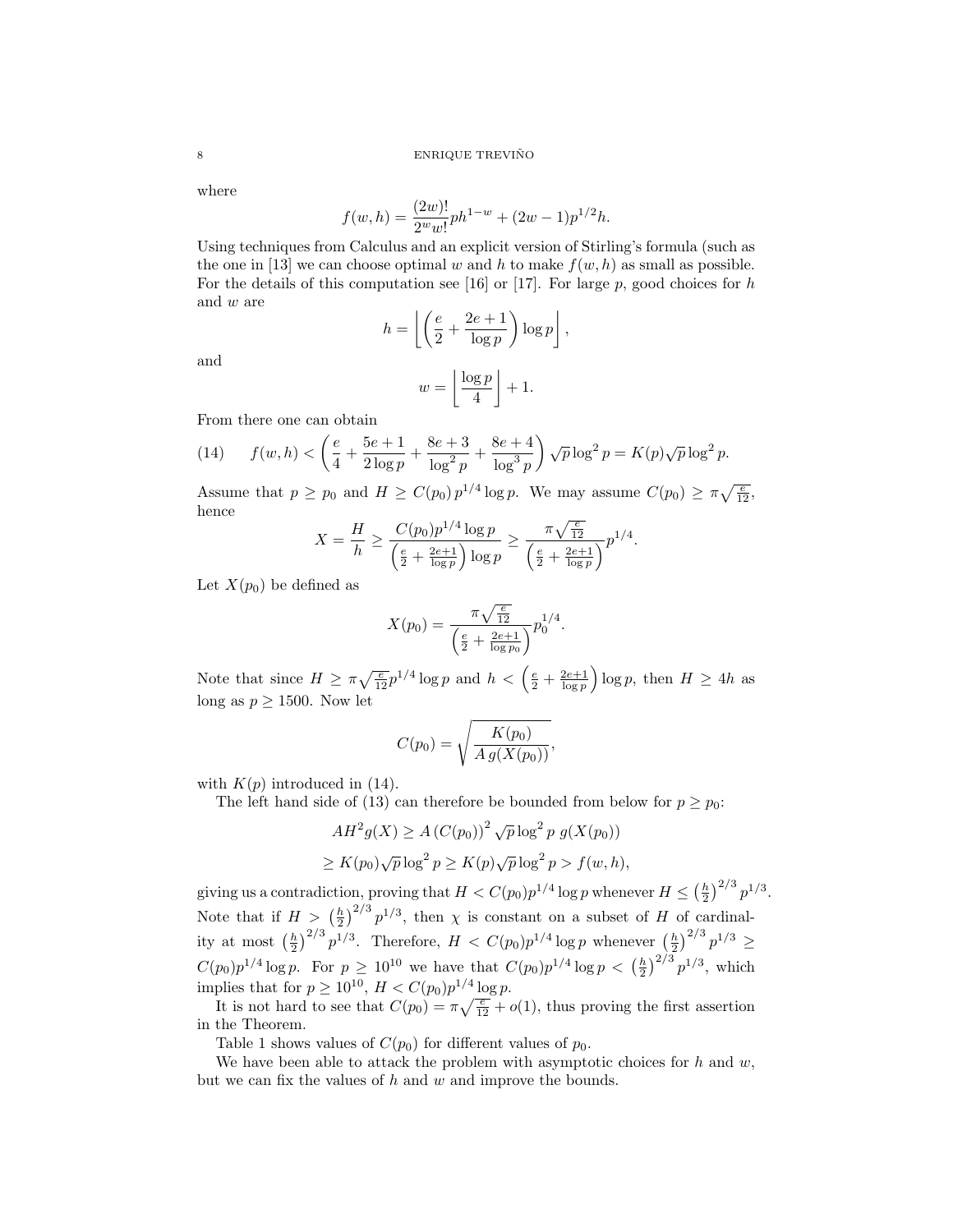where

$$f(w,h) = \frac{(2w)!}{2^w w!} p h^{1-w} + (2w-1)p^{1/2}h.$$

Using techniques from Calculus and an explicit version of Stirling's formula (such as the one in [13] we can choose optimal $w$ and $h$ to make $f(w,h)$ as small as possible. For the details of this computation see [16] or [17]. For large $p$, good choices for $h$ and $w$ are

$$h = \left\lfloor \left( \frac{e}{2} + \frac{2e+1}{\log p} \right) \log p \right\rfloor,$$

and

$$w = \left\lfloor \frac{\log p}{4} \right\rfloor + 1.$$

From there one can obtain

$$f(w,h) < \left( \frac{e}{4} + \frac{5e+1}{2\log p} + \frac{8e+3}{\log^2 p} + \frac{8e+4}{\log^3 p} \right) \sqrt{p} \log^2 p = K(p) \sqrt{p} \log^2 p. \tag{14}$$

Assume that $p \geq p_0$ and $H \geq C(p_0)\, p^{1/4} \log p$. We may assume $C(p_0) \geq \pi \sqrt{\frac{e}{12}}$, hence

$$X = \frac{H}{h} \geq \frac{C(p_0) p^{1/4} \log p}{\left( \frac{e}{2} + \frac{2e+1}{\log p} \right) \log p} \geq \frac{\pi \sqrt{\frac{e}{12}}}{\left( \frac{e}{2} + \frac{2e+1}{\log p} \right)} p^{1/4}.$$

Let $X(p_0)$ be defined as

$$X(p_0) = \frac{\pi \sqrt{\frac{e}{12}}}{\left( \frac{e}{2} + \frac{2e+1}{\log p_0} \right)} p_0^{1/4}.$$

Note that since $H \geq \pi \sqrt{\frac{e}{12}} p^{1/4} \log p$ and $h < \left( \frac{e}{2} + \frac{2e+1}{\log p} \right) \log p$, then $H \geq 4h$ as long as $p \geq 1500$. Now let

$$C(p_0) = \sqrt{\frac{K(p_0)}{A\, g(X(p_0))}},$$

with $K(p)$ introduced in (14).

The left hand side of (13) can therefore be bounded from below for $p \geq p_0$:

$$\begin{aligned} AH^2 g(X) &\geq A\,(C(p_0))^2 \sqrt{p} \log^2 p \; g(X(p_0)) \\ &\geq K(p_0) \sqrt{p} \log^2 p \geq K(p) \sqrt{p} \log^2 p > f(w,h), \end{aligned}$$

giving us a contradiction, proving that $H < C(p_0) p^{1/4} \log p$ whenever $H \leq \left(\frac{h}{2}\right)^{2/3} p^{1/3}$. Note that if $H > \left(\frac{h}{2}\right)^{2/3} p^{1/3}$, then $\chi$ is constant on a subset of $H$ of cardinality at most $\left(\frac{h}{2}\right)^{2/3} p^{1/3}$. Therefore, $H < C(p_0) p^{1/4} \log p$ whenever $\left(\frac{h}{2}\right)^{2/3} p^{1/3} \geq C(p_0) p^{1/4} \log p$. For $p \geq 10^{10}$ we have that $C(p_0) p^{1/4} \log p < \left(\frac{h}{2}\right)^{2/3} p^{1/3}$, which implies that for $p \geq 10^{10}$, $H < C(p_0) p^{1/4} \log p$.

It is not hard to see that $C(p_0) = \pi \sqrt{\frac{e}{12}} + o(1)$, thus proving the first assertion in the Theorem.

Table 1 shows values of $C(p_0)$ for different values of $p_0$.

We have been able to attack the problem with asymptotic choices for $h$ and $w$, but we can fix the values of $h$ and $w$ and improve the bounds.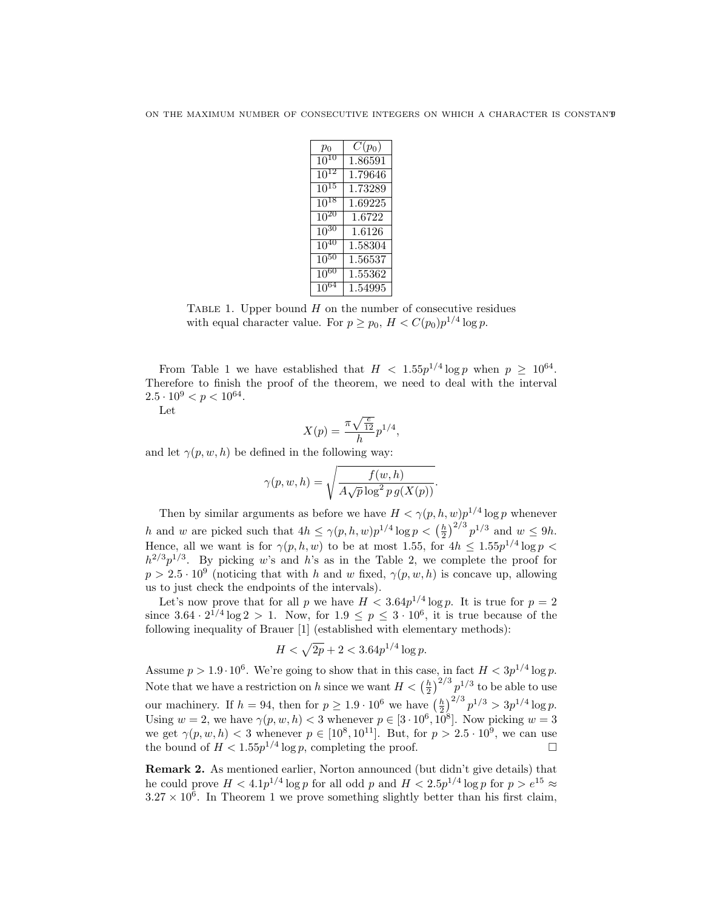| $p_0$ | $C(p_0)$ |
|---|---|
| $10^{10}$ | 1.86591 |
| $10^{12}$ | 1.79646 |
| $10^{15}$ | 1.73289 |
| $10^{18}$ | 1.69225 |
| $10^{20}$ | 1.6722 |
| $10^{30}$ | 1.6126 |
| $10^{40}$ | 1.58304 |
| $10^{50}$ | 1.56537 |
| $10^{60}$ | 1.55362 |
| $10^{64}$ | 1.54995 |

TABLE 1. Upper bound $H$ on the number of consecutive residues with equal character value. For $p \geq p_0$, $H < C(p_0)p^{1/4}\log p$.

From Table 1 we have established that $H < 1.55p^{1/4}\log p$ when $p \geq 10^{64}$. Therefore to finish the proof of the theorem, we need to deal with the interval $2.5 \cdot 10^9 < p < 10^{64}$.

Let

$$X(p) = \frac{\pi\sqrt{\frac{e}{12}}}{h}p^{1/4},$$

and let $\gamma(p, w, h)$ be defined in the following way:

$$\gamma(p, w, h) = \sqrt{\frac{f(w, h)}{A\sqrt{p}\log^2 p\, g(X(p))}}.$$

Then by similar arguments as before we have $H < \gamma(p, h, w)p^{1/4}\log p$ whenever $h$ and $w$ are picked such that $4h \leq \gamma(p, h, w)p^{1/4}\log p < \left(\frac{h}{2}\right)^{2/3} p^{1/3}$ and $w \leq 9h$. Hence, all we want is for $\gamma(p, h, w)$ to be at most 1.55, for $4h \leq 1.55p^{1/4}\log p < h^{2/3}p^{1/3}$. By picking $w$'s and $h$'s as in the Table 2, we complete the proof for $p > 2.5 \cdot 10^9$ (noticing that with $h$ and $w$ fixed, $\gamma(p, w, h)$ is concave up, allowing us to just check the endpoints of the intervals).

Let's now prove that for all $p$ we have $H < 3.64p^{1/4}\log p$. It is true for $p = 2$ since $3.64 \cdot 2^{1/4}\log 2 > 1$. Now, for $1.9 \leq p \leq 3 \cdot 10^6$, it is true because of the following inequality of Brauer [1] (established with elementary methods):

$$H < \sqrt{2p} + 2 < 3.64p^{1/4}\log p.$$

Assume $p > 1.9 \cdot 10^6$. We're going to show that in this case, in fact $H < 3p^{1/4}\log p$. Note that we have a restriction on $h$ since we want $H < \left(\frac{h}{2}\right)^{2/3} p^{1/3}$ to be able to use our machinery. If $h = 94$, then for $p \geq 1.9 \cdot 10^6$ we have $\left(\frac{h}{2}\right)^{2/3} p^{1/3} > 3p^{1/4}\log p$. Using $w = 2$, we have $\gamma(p, w, h) < 3$ whenever $p \in [3 \cdot 10^6, 10^8]$. Now picking $w = 3$ we get $\gamma(p, w, h) < 3$ whenever $p \in [10^8, 10^{11}]$. But, for $p > 2.5 \cdot 10^9$, we can use the bound of $H < 1.55p^{1/4}\log p$, completing the proof. □

**Remark 2.** As mentioned earlier, Norton announced (but didn't give details) that he could prove $H < 4.1p^{1/4}\log p$ for all odd $p$ and $H < 2.5p^{1/4}\log p$ for $p > e^{15} \approx 3.27 \times 10^6$. In Theorem 1 we prove something slightly better than his first claim,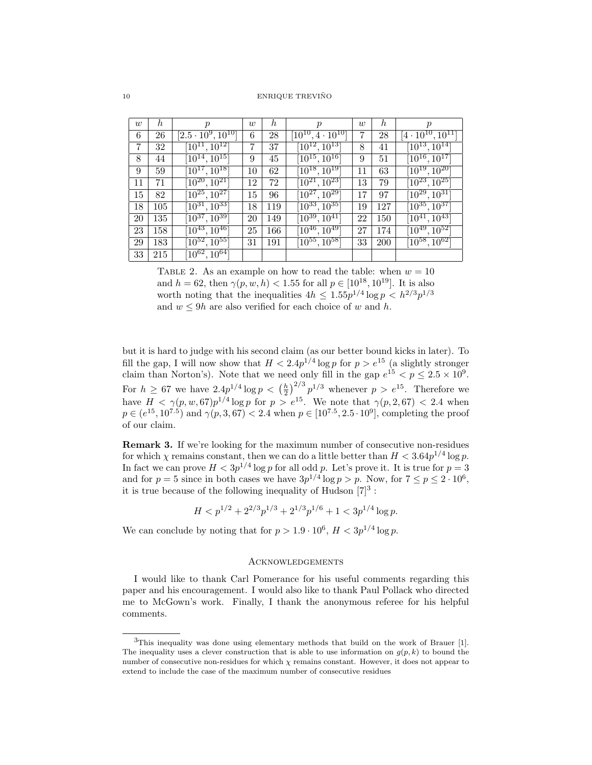| $w$ | $h$ | $p$ | $w$ | $h$ | $p$ | $w$ | $h$ | $p$ |
|---|---|---|---|---|---|---|---|---|
| 6 | 26 | $[2.5 \cdot 10^9, 10^{10}]$ | 6 | 28 | $[10^{10}, 4 \cdot 10^{10}]$ | 7 | 28 | $[4 \cdot 10^{10}, 10^{11}]$ |
| 7 | 32 | $[10^{11}, 10^{12}]$ | 7 | 37 | $[10^{12}, 10^{13}]$ | 8 | 41 | $[10^{13}, 10^{14}]$ |
| 8 | 44 | $[10^{14}, 10^{15}]$ | 9 | 45 | $[10^{15}, 10^{16}]$ | 9 | 51 | $[10^{16}, 10^{17}]$ |
| 9 | 59 | $[10^{17}, 10^{18}]$ | 10 | 62 | $[10^{18}, 10^{19}]$ | 11 | 63 | $[10^{19}, 10^{20}]$ |
| 11 | 71 | $[10^{20}, 10^{21}]$ | 12 | 72 | $[10^{21}, 10^{23}]$ | 13 | 79 | $[10^{23}, 10^{25}]$ |
| 15 | 82 | $[10^{25}, 10^{27}]$ | 15 | 96 | $[10^{27}, 10^{29}]$ | 17 | 97 | $[10^{29}, 10^{31}]$ |
| 18 | 105 | $[10^{31}, 10^{33}]$ | 18 | 119 | $[10^{33}, 10^{35}]$ | 19 | 127 | $[10^{35}, 10^{37}]$ |
| 20 | 135 | $[10^{37}, 10^{39}]$ | 20 | 149 | $[10^{39}, 10^{41}]$ | 22 | 150 | $[10^{41}, 10^{43}]$ |
| 23 | 158 | $[10^{43}, 10^{46}]$ | 25 | 166 | $[10^{46}, 10^{49}]$ | 27 | 174 | $[10^{49}, 10^{52}]$ |
| 29 | 183 | $[10^{52}, 10^{55}]$ | 31 | 191 | $[10^{55}, 10^{58}]$ | 33 | 200 | $[10^{58}, 10^{62}]$ |
| 33 | 215 | $[10^{62}, 10^{64}]$ | | | | | | |

Table 2. As an example on how to read the table: when $w = 10$ and $h = 62$, then $\gamma(p, w, h) < 1.55$ for all $p \in [10^{18}, 10^{19}]$. It is also worth noting that the inequalities $4h \leq 1.55p^{1/4} \log p < h^{2/3}p^{1/3}$ and $w \leq 9h$ are also verified for each choice of $w$ and $h$.

but it is hard to judge with his second claim (as our better bound kicks in later). To fill the gap, I will now show that $H < 2.4p^{1/4} \log p$ for $p > e^{15}$ (a slightly stronger claim than Norton's). Note that we need only fill in the gap $e^{15} < p \leq 2.5 \times 10^9$. For $h \geq 67$ we have $2.4p^{1/4} \log p < \left(\frac{h}{2}\right)^{2/3} p^{1/3}$ whenever $p > e^{15}$. Therefore we have $H < \gamma(p, w, 67)p^{1/4} \log p$ for $p > e^{15}$. We note that $\gamma(p, 2, 67) < 2.4$ when $p \in (e^{15}, 10^{7.5})$ and $\gamma(p, 3, 67) < 2.4$ when $p \in [10^{7.5}, 2.5 \cdot 10^9]$, completing the proof of our claim.

**Remark 3.** If we're looking for the maximum number of consecutive non-residues for which $\chi$ remains constant, then we can do a little better than $H < 3.64p^{1/4} \log p$. In fact we can prove $H < 3p^{1/4} \log p$ for all odd $p$. Let's prove it. It is true for $p = 3$ and for $p = 5$ since in both cases we have $3p^{1/4} \log p > p$. Now, for $7 \leq p \leq 2 \cdot 10^6$, it is true because of the following inequality of Hudson [7][3] :

$$H < p^{1/2} + 2^{2/3}p^{1/3} + 2^{1/3}p^{1/6} + 1 < 3p^{1/4} \log p.$$

We can conclude by noting that for $p > 1.9 \cdot 10^6$, $H < 3p^{1/4} \log p$.

## Acknowledgements

I would like to thank Carl Pomerance for his useful comments regarding this paper and his encouragement. I would also like to thank Paul Pollack who directed me to McGown's work. Finally, I thank the anonymous referee for his helpful comments.

---

[3] This inequality was done using elementary methods that build on the work of Brauer [1]. The inequality uses a clever construction that is able to use information on $g(p, k)$ to bound the number of consecutive non-residues for which $\chi$ remains constant. However, it does not appear to extend to include the case of the maximum number of consecutive residues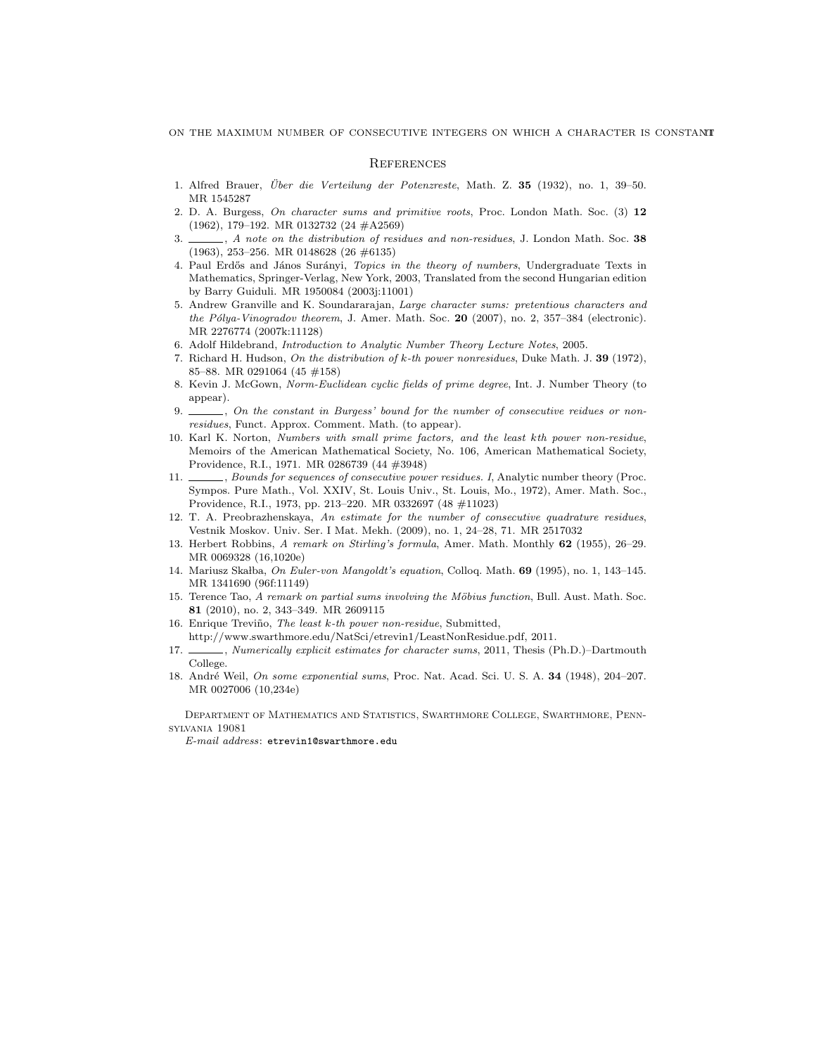## References

1. Alfred Brauer, *Über die Verteilung der Potenzreste*, Math. Z. **35** (1932), no. 1, 39–50. MR 1545287
2. D. A. Burgess, *On character sums and primitive roots*, Proc. London Math. Soc. (3) **12** (1962), 179–192. MR 0132732 (24 #A2569)
3. ______, *A note on the distribution of residues and non-residues*, J. London Math. Soc. **38** (1963), 253–256. MR 0148628 (26 #6135)
4. Paul Erdős and János Surányi, *Topics in the theory of numbers*, Undergraduate Texts in Mathematics, Springer-Verlag, New York, 2003, Translated from the second Hungarian edition by Barry Guiduli. MR 1950084 (2003j:11001)
5. Andrew Granville and K. Soundararajan, *Large character sums: pretentious characters and the Pólya-Vinogradov theorem*, J. Amer. Math. Soc. **20** (2007), no. 2, 357–384 (electronic). MR 2276774 (2007k:11128)
6. Adolf Hildebrand, *Introduction to Analytic Number Theory Lecture Notes*, 2005.
7. Richard H. Hudson, *On the distribution of k-th power nonresidues*, Duke Math. J. **39** (1972), 85–88. MR 0291064 (45 #158)
8. Kevin J. McGown, *Norm-Euclidean cyclic fields of prime degree*, Int. J. Number Theory (to appear).
9. ______, *On the constant in Burgess' bound for the number of consecutive reidues or non-residues*, Funct. Approx. Comment. Math. (to appear).
10. Karl K. Norton, *Numbers with small prime factors, and the least kth power non-residue*, Memoirs of the American Mathematical Society, No. 106, American Mathematical Society, Providence, R.I., 1971. MR 0286739 (44 #3948)
11. ______, *Bounds for sequences of consecutive power residues. I*, Analytic number theory (Proc. Sympos. Pure Math., Vol. XXIV, St. Louis Univ., St. Louis, Mo., 1972), Amer. Math. Soc., Providence, R.I., 1973, pp. 213–220. MR 0332697 (48 #11023)
12. T. A. Preobrazhenskaya, *An estimate for the number of consecutive quadrature residues*, Vestnik Moskov. Univ. Ser. I Mat. Mekh. (2009), no. 1, 24–28, 71. MR 2517032
13. Herbert Robbins, *A remark on Stirling's formula*, Amer. Math. Monthly **62** (1955), 26–29. MR 0069328 (16,1020e)
14. Mariusz Skałba, *On Euler-von Mangoldt's equation*, Colloq. Math. **69** (1995), no. 1, 143–145. MR 1341690 (96f:11149)
15. Terence Tao, *A remark on partial sums involving the Möbius function*, Bull. Aust. Math. Soc. **81** (2010), no. 2, 343–349. MR 2609115
16. Enrique Treviño, *The least k-th power non-residue*, Submitted, http://www.swarthmore.edu/NatSci/etrevin1/LeastNonResidue.pdf, 2011.
17. ______, *Numerically explicit estimates for character sums*, 2011, Thesis (Ph.D.)–Dartmouth College.
18. André Weil, *On some exponential sums*, Proc. Nat. Acad. Sci. U. S. A. **34** (1948), 204–207. MR 0027006 (10,234e)

Department of Mathematics and Statistics, Swarthmore College, Swarthmore, Pennsylvania 19081

*E-mail address*: etrevin1@swarthmore.edu